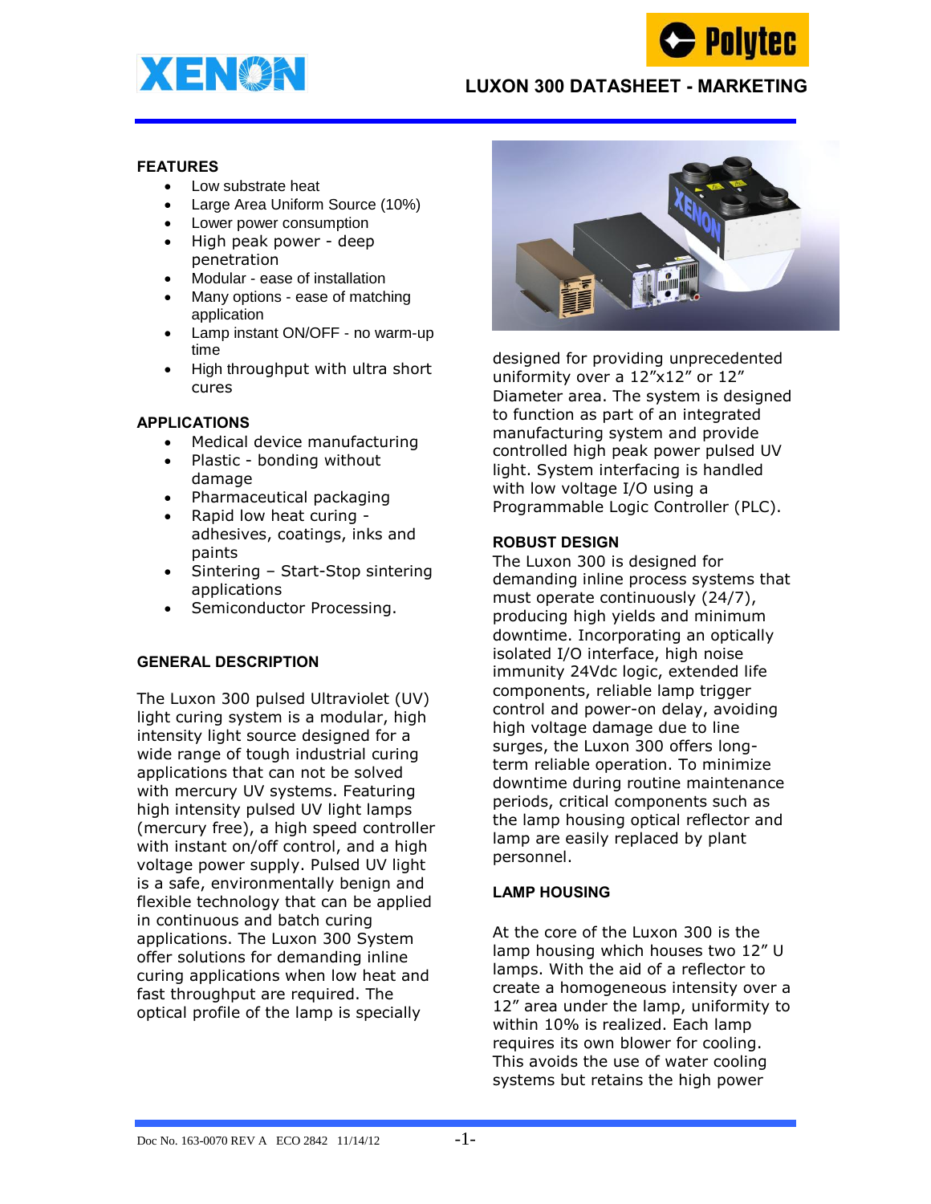# LUXON 300 DATASHEET - MARKETING

## FEATURES

- Low substrate heat
- Large Area Uniform Source (10%)
- Lower power consumption
- High peak power - deep penetration
- Modular - ease of installation
- Many options - ease of matching application
- Lamp instant ON/OFF - no warm-up time
- High throughput with ultra short cures

## APPLICATIONS

- Medical device manufacturing
- Plastic - bonding without damage
- Pharmaceutical packaging
- Rapid low heat curing - adhesives, coatings, inks and paints
- Sintering – Start-Stop sintering applications
- Semiconductor Processing.

## GENERAL DESCRIPTION

The Luxon 300 pulsed Ultraviolet (UV) light curing system is a modular, high intensity light source designed for a wide range of tough industrial curing applications that can not be solved with mercury UV systems. Featuring high intensity pulsed UV light lamps (mercury free), a high speed controller with instant on/off control, and a high voltage power supply. Pulsed UV light is a safe, environmentally benign and flexible technology that can be applied in continuous and batch curing applications. The Luxon 300 System offer solutions for demanding inline curing applications when low heat and fast throughput are required. The optical profile of the lamp is specially designed for providing unprecedented uniformity over a 12"x12" or 12" Diameter area. The system is designed to function as part of an integrated manufacturing system and provide controlled high peak power pulsed UV light. System interfacing is handled with low voltage I/O using a Programmable Logic Controller (PLC).

## ROBUST DESIGN

The Luxon 300 is designed for demanding inline process systems that must operate continuously (24/7), producing high yields and minimum downtime. Incorporating an optically isolated I/O interface, high noise immunity 24Vdc logic, extended life components, reliable lamp trigger control and power-on delay, avoiding high voltage damage due to line surges, the Luxon 300 offers long-term reliable operation. To minimize downtime during routine maintenance periods, critical components such as the lamp housing optical reflector and lamp are easily replaced by plant personnel.

## LAMP HOUSING

At the core of the Luxon 300 is the lamp housing which houses two 12" U lamps. With the aid of a reflector to create a homogeneous intensity over a 12" area under the lamp, uniformity to within 10% is realized. Each lamp requires its own blower for cooling. This avoids the use of water cooling systems but retains the high power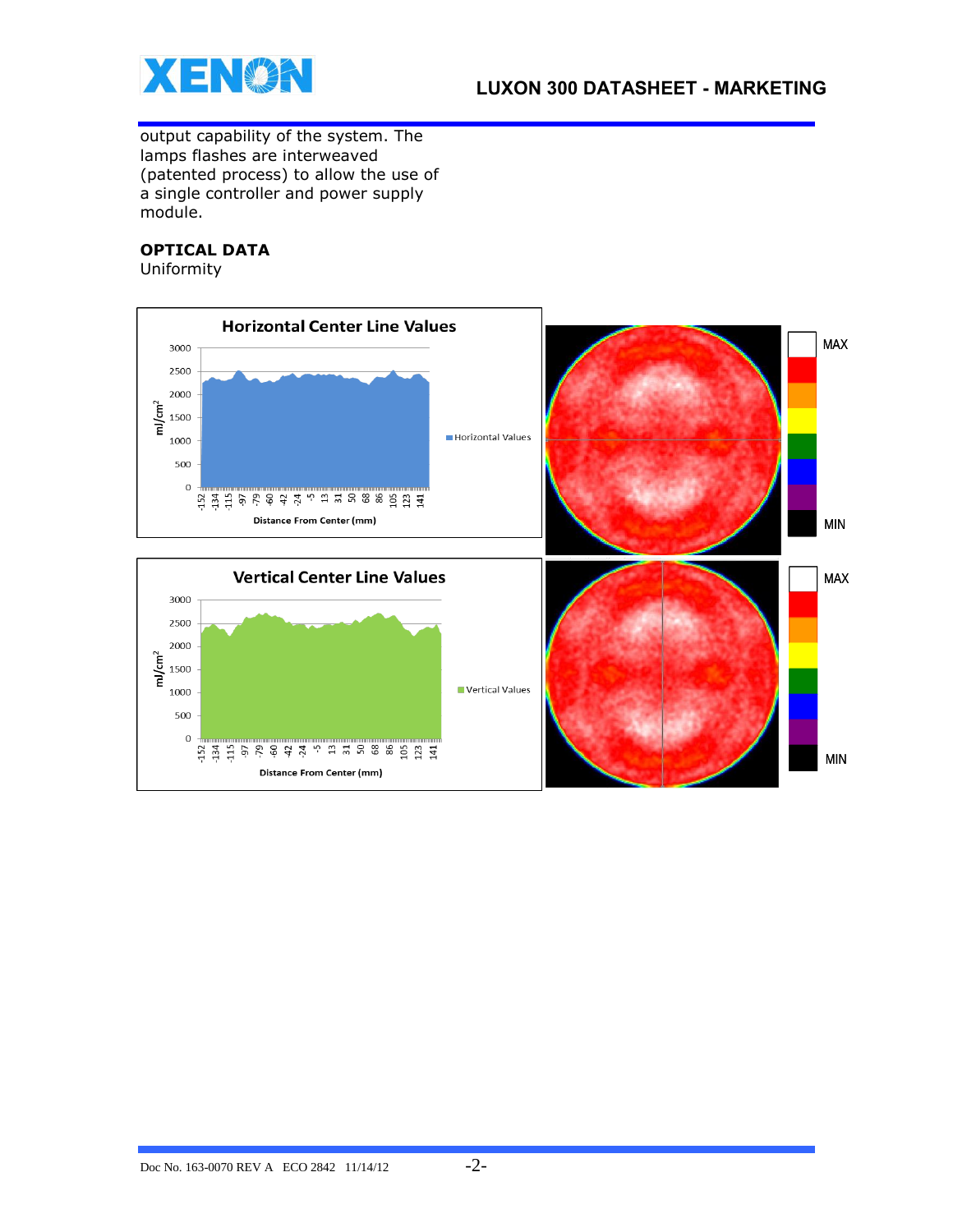output capability of the system. The lamps flashes are interweaved (patented process) to allow the use of a single controller and power supply module.

**OPTICAL DATA**

Uniformity

**Horizontal Center Line Values**

mJ/cm²

Horizontal Values

Distance From Center (mm)

MAX

MIN

**Vertical Center Line Values**

mJ/cm²

Vertical Values

Distance From Center (mm)

MAX

MIN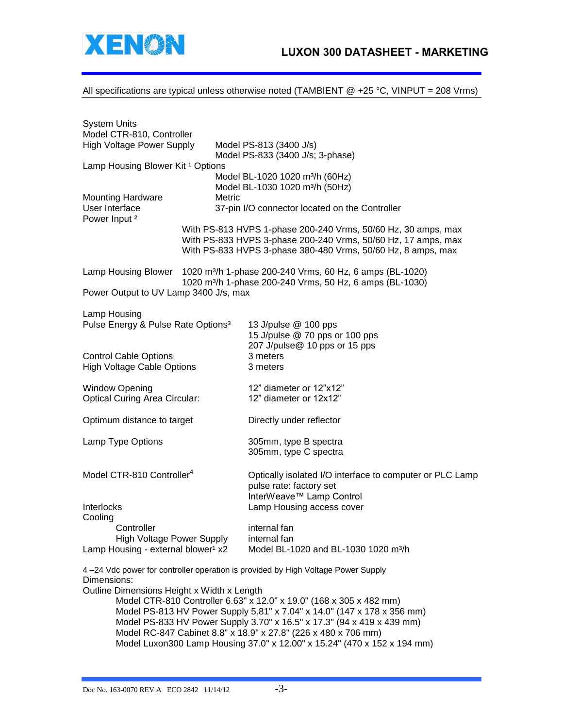All specifications are typical unless otherwise noted (TAMBIENT @ +25 °C, VINPUT = 208 Vrms)

System Units
Model CTR-810, Controller

| | |
|---|---|
| High Voltage Power Supply | Model PS-813 (3400 J/s)<br>Model PS-833 (3400 J/s; 3-phase) |
| Lamp Housing Blower Kit [1] Options | Model BL-1020 1020 m³/h (60Hz)<br>Model BL-1030 1020 m³/h (50Hz) |
| Mounting Hardware | Metric |
| User Interface | 37-pin I/O connector located on the Controller |
| Power Input [2] | With PS-813 HVPS 1-phase 200-240 Vrms, 50/60 Hz, 30 amps, max<br>With PS-833 HVPS 3-phase 200-240 Vrms, 50/60 Hz, 17 amps, max<br>With PS-833 HVPS 3-phase 380-480 Vrms, 50/60 Hz, 8 amps, max |
| Lamp Housing Blower | 1020 m³/h 1-phase 200-240 Vrms, 60 Hz, 6 amps (BL-1020)<br>1020 m³/h 1-phase 200-240 Vrms, 50 Hz, 6 amps (BL-1030) |
| Power Output to UV Lamp | 3400 J/s, max |

Lamp Housing

| | |
|---|---|
| Pulse Energy & Pulse Rate Options[3] | 13 J/pulse @ 100 pps<br>15 J/pulse @ 70 pps or 100 pps<br>207 J/pulse@ 10 pps or 15 pps |
| Control Cable Options | 3 meters |
| High Voltage Cable Options | 3 meters |
| Window Opening | 12" diameter or 12"x12" |
| Optical Curing Area Circular: | 12" diameter or 12x12" |
| Optimum distance to target | Directly under reflector |
| Lamp Type Options | 305mm, type B spectra<br>305mm, type C spectra |
| Model CTR-810 Controller[4] | Optically isolated I/O interface to computer or PLC Lamp pulse rate: factory set<br>InterWeave™ Lamp Control |
| Interlocks | Lamp Housing access cover |

Cooling

| | |
|---|---|
| Controller | internal fan |
| High Voltage Power Supply | internal fan |
| Lamp Housing - external blower[1] x2 | Model BL-1020 and BL-1030 1020 m³/h |

4 –24 Vdc power for controller operation is provided by High Voltage Power Supply

Dimensions:

Outline Dimensions Height x Width x Length

- Model CTR-810 Controller 6.63" x 12.0" x 19.0" (168 x 305 x 482 mm)
- Model PS-813 HV Power Supply 5.81" x 7.04" x 14.0" (147 x 178 x 356 mm)
- Model PS-833 HV Power Supply 3.70" x 16.5" x 17.3" (94 x 419 x 439 mm)
- Model RC-847 Cabinet 8.8" x 18.9" x 27.8" (226 x 480 x 706 mm)
- Model Luxon300 Lamp Housing 37.0" x 12.00" x 15.24" (470 x 152 x 194 mm)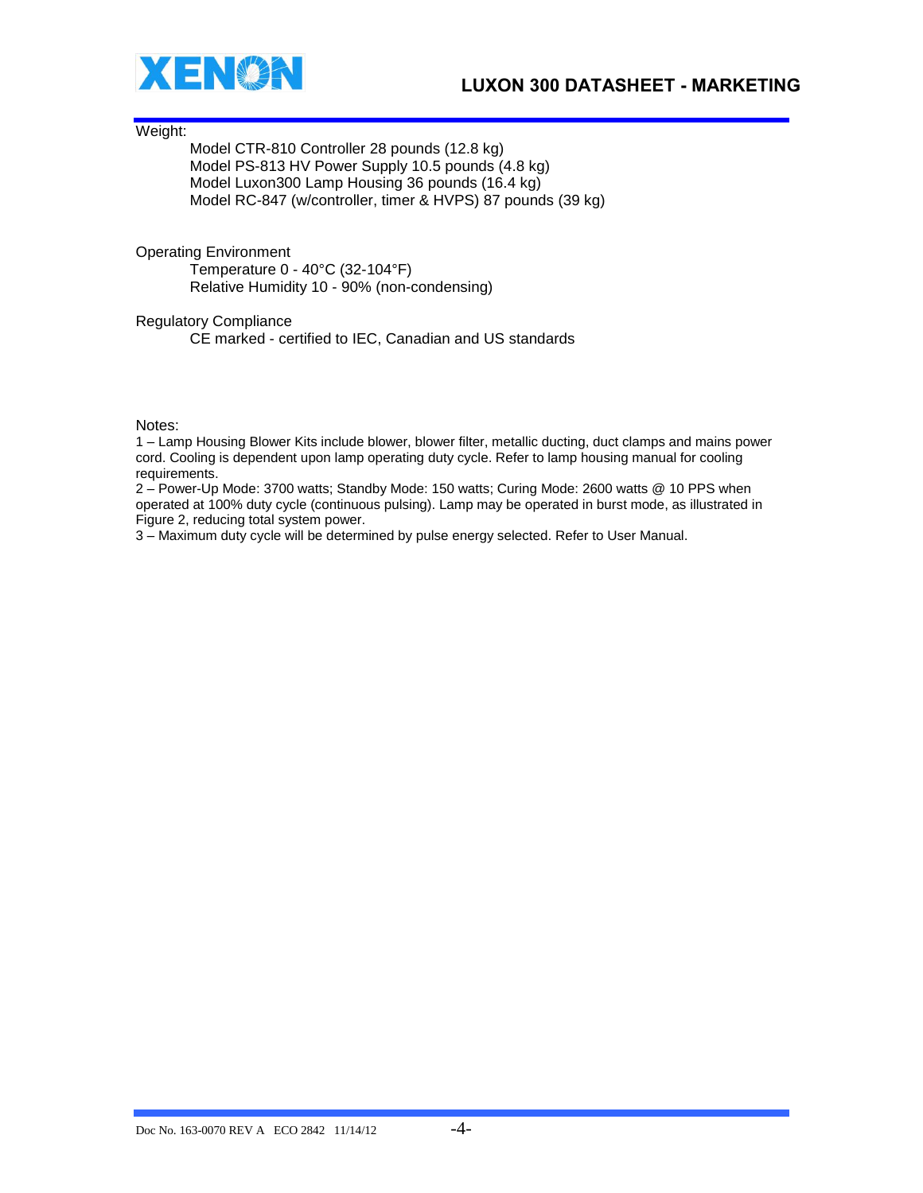Weight:

Model CTR-810 Controller 28 pounds (12.8 kg)
Model PS-813 HV Power Supply 10.5 pounds (4.8 kg)
Model Luxon300 Lamp Housing 36 pounds (16.4 kg)
Model RC-847 (w/controller, timer & HVPS) 87 pounds (39 kg)

Operating Environment

Temperature 0 - 40°C (32-104°F)
Relative Humidity 10 - 90% (non-condensing)

Regulatory Compliance

CE marked - certified to IEC, Canadian and US standards

Notes:

1 – Lamp Housing Blower Kits include blower, blower filter, metallic ducting, duct clamps and mains power cord. Cooling is dependent upon lamp operating duty cycle. Refer to lamp housing manual for cooling requirements.

2 – Power-Up Mode: 3700 watts; Standby Mode: 150 watts; Curing Mode: 2600 watts @ 10 PPS when operated at 100% duty cycle (continuous pulsing). Lamp may be operated in burst mode, as illustrated in Figure 2, reducing total system power.

3 – Maximum duty cycle will be determined by pulse energy selected. Refer to User Manual.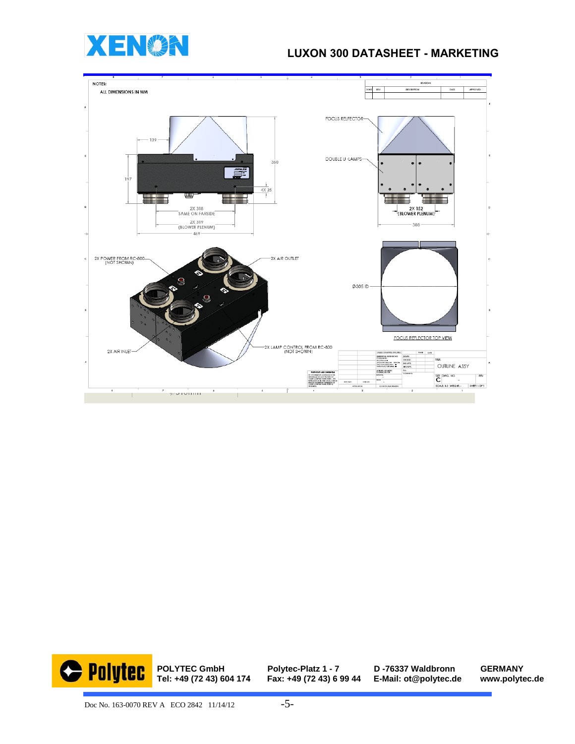# LUXON 300 DATASHEET - MARKETING

NOTES:

ALL DIMENSIONS IN MM

129

197

350

4X 25

2X 318
SAME ON FARSIDE

2X 319
(BLOWER PLENUM)

469

FOCUS RELFECTOR

DOUBLE U -LAMPS

2X 152
(BLOWER PLENUM)

308

2X POWER FROM RC-800
(NOT SHOWN)

2X AIR OUTLET

Ø305 ID

FOCUS REFLECTOR TOP VIEW

2X AIR INLET

2X LAMP CONTROL FROM RC-800
(NOT SHOWN)

TITLE:

OUTLINE ASSY

SIZE C DWG. NO. - REV

SCALE: 1:2 WEIGHT: - SHEET 1 OF 1

POLYTEC GmbH Polytec-Platz 1 - 7 D -76337 Waldbronn GERMANY
Tel: +49 (72 43) 604 174 Fax: +49 (72 43) 6 99 44 E-Mail: ot@polytec.de www.polytec.de

Doc No. 163-0070 REV A ECO 2842 11/14/12